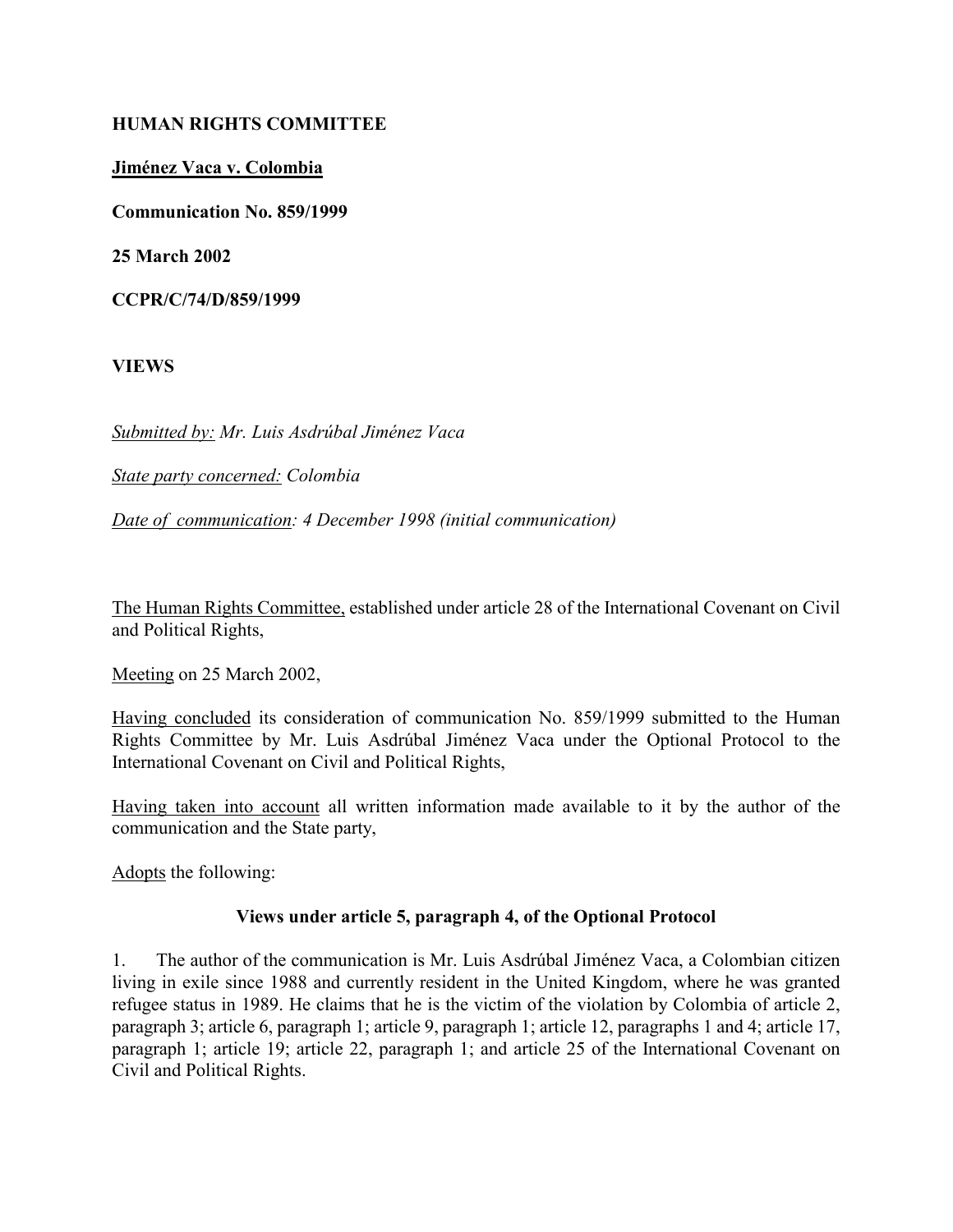**HUMAN RIGHTS COMMITTEE**

**Jiménez Vaca v. Colombia**

**Communication No. 859/1999**

**25 March 2002**

**CCPR/C/74/D/859/1999**

**VIEWS**

*Submitted by: Mr. Luis Asdrúbal Jiménez Vaca*

*State party concerned: Colombia*

*Date of communication: 4 December 1998 (initial communication)*

The Human Rights Committee, established under article 28 of the International Covenant on Civil and Political Rights,

Meeting on 25 March 2002,

Having concluded its consideration of communication No. 859/1999 submitted to the Human Rights Committee by Mr. Luis Asdrúbal Jiménez Vaca under the Optional Protocol to the International Covenant on Civil and Political Rights,

Having taken into account all written information made available to it by the author of the communication and the State party,

Adopts the following:

**Views under article 5, paragraph 4, of the Optional Protocol**

1. The author of the communication is Mr. Luis Asdrúbal Jiménez Vaca, a Colombian citizen living in exile since 1988 and currently resident in the United Kingdom, where he was granted refugee status in 1989. He claims that he is the victim of the violation by Colombia of article 2, paragraph 3; article 6, paragraph 1; article 9, paragraph 1; article 12, paragraphs 1 and 4; article 17, paragraph 1; article 19; article 22, paragraph 1; and article 25 of the International Covenant on Civil and Political Rights.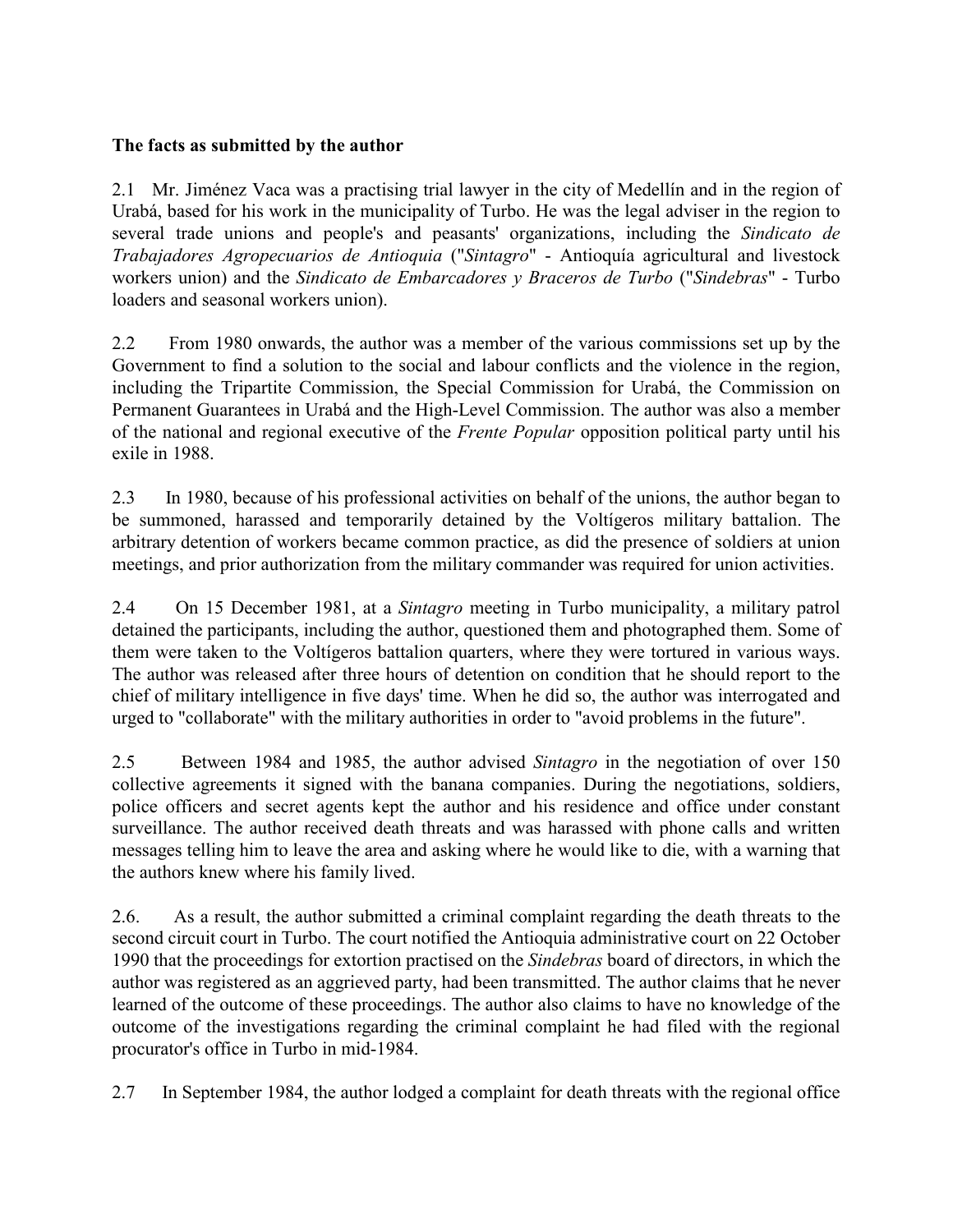**The facts as submitted by the author**

2.1 Mr. Jiménez Vaca was a practising trial lawyer in the city of Medellín and in the region of Urabá, based for his work in the municipality of Turbo. He was the legal adviser in the region to several trade unions and people's and peasants' organizations, including the *Sindicato de Trabajadores Agropecuarios de Antioquia* ("*Sintagro*" - Antioquía agricultural and livestock workers union) and the *Sindicato de Embarcadores y Braceros de Turbo* ("*Sindebras*" - Turbo loaders and seasonal workers union).

2.2 From 1980 onwards, the author was a member of the various commissions set up by the Government to find a solution to the social and labour conflicts and the violence in the region, including the Tripartite Commission, the Special Commission for Urabá, the Commission on Permanent Guarantees in Urabá and the High-Level Commission. The author was also a member of the national and regional executive of the *Frente Popular* opposition political party until his exile in 1988.

2.3 In 1980, because of his professional activities on behalf of the unions, the author began to be summoned, harassed and temporarily detained by the Voltígeros military battalion. The arbitrary detention of workers became common practice, as did the presence of soldiers at union meetings, and prior authorization from the military commander was required for union activities.

2.4 On 15 December 1981, at a *Sintagro* meeting in Turbo municipality, a military patrol detained the participants, including the author, questioned them and photographed them. Some of them were taken to the Voltígeros battalion quarters, where they were tortured in various ways. The author was released after three hours of detention on condition that he should report to the chief of military intelligence in five days' time. When he did so, the author was interrogated and urged to "collaborate" with the military authorities in order to "avoid problems in the future".

2.5 Between 1984 and 1985, the author advised *Sintagro* in the negotiation of over 150 collective agreements it signed with the banana companies. During the negotiations, soldiers, police officers and secret agents kept the author and his residence and office under constant surveillance. The author received death threats and was harassed with phone calls and written messages telling him to leave the area and asking where he would like to die, with a warning that the authors knew where his family lived.

2.6. As a result, the author submitted a criminal complaint regarding the death threats to the second circuit court in Turbo. The court notified the Antioquia administrative court on 22 October 1990 that the proceedings for extortion practised on the *Sindebras* board of directors, in which the author was registered as an aggrieved party, had been transmitted. The author claims that he never learned of the outcome of these proceedings. The author also claims to have no knowledge of the outcome of the investigations regarding the criminal complaint he had filed with the regional procurator's office in Turbo in mid-1984.

2.7 In September 1984, the author lodged a complaint for death threats with the regional office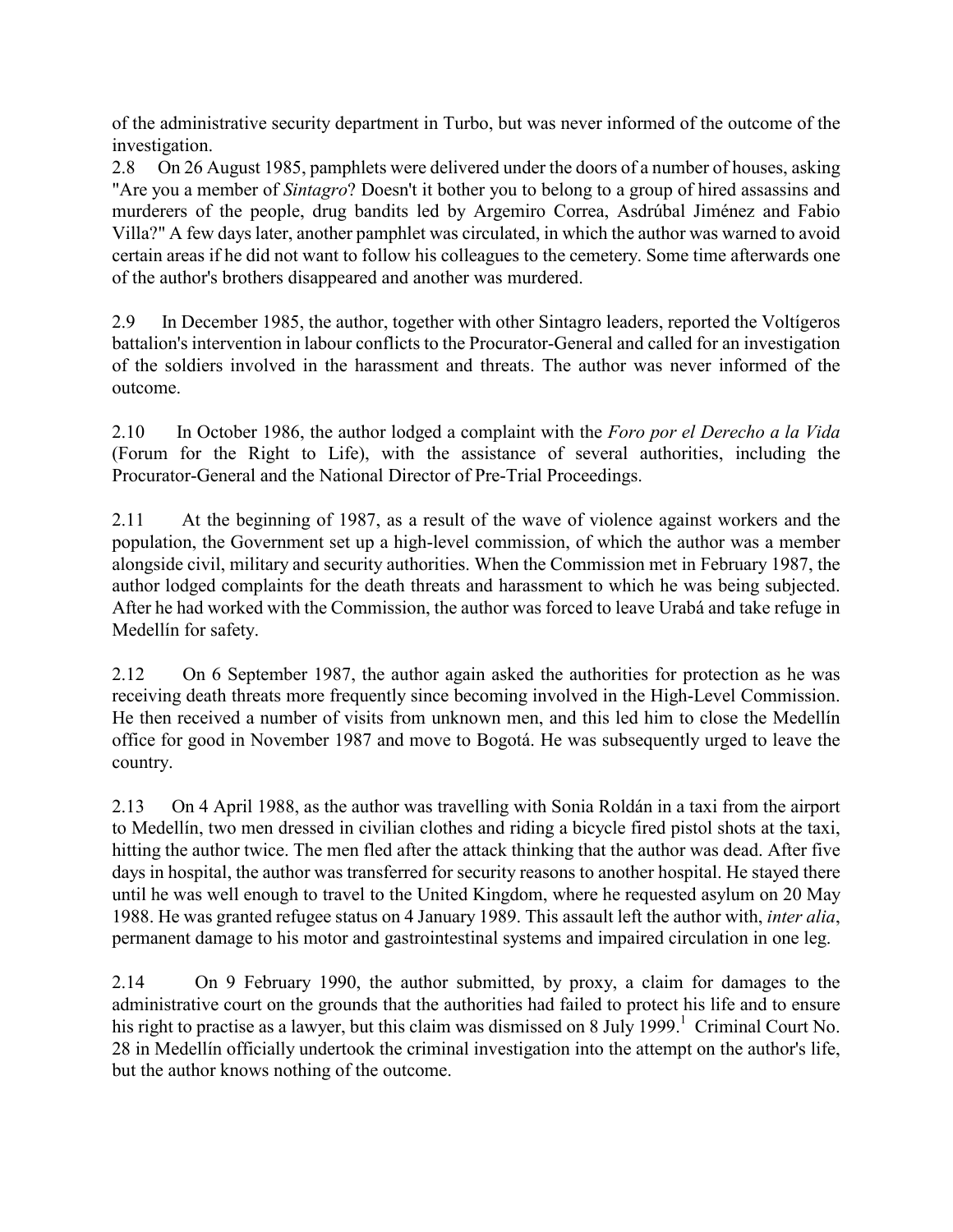of the administrative security department in Turbo, but was never informed of the outcome of the investigation.

2.8 On 26 August 1985, pamphlets were delivered under the doors of a number of houses, asking "Are you a member of *Sintagro*? Doesn't it bother you to belong to a group of hired assassins and murderers of the people, drug bandits led by Argemiro Correa, Asdrúbal Jiménez and Fabio Villa?" A few days later, another pamphlet was circulated, in which the author was warned to avoid certain areas if he did not want to follow his colleagues to the cemetery. Some time afterwards one of the author's brothers disappeared and another was murdered.

2.9 In December 1985, the author, together with other Sintagro leaders, reported the Voltígeros battalion's intervention in labour conflicts to the Procurator-General and called for an investigation of the soldiers involved in the harassment and threats. The author was never informed of the outcome.

2.10 In October 1986, the author lodged a complaint with the *Foro por el Derecho a la Vida* (Forum for the Right to Life), with the assistance of several authorities, including the Procurator-General and the National Director of Pre-Trial Proceedings.

2.11 At the beginning of 1987, as a result of the wave of violence against workers and the population, the Government set up a high-level commission, of which the author was a member alongside civil, military and security authorities. When the Commission met in February 1987, the author lodged complaints for the death threats and harassment to which he was being subjected. After he had worked with the Commission, the author was forced to leave Urabá and take refuge in Medellín for safety.

2.12 On 6 September 1987, the author again asked the authorities for protection as he was receiving death threats more frequently since becoming involved in the High-Level Commission. He then received a number of visits from unknown men, and this led him to close the Medellín office for good in November 1987 and move to Bogotá. He was subsequently urged to leave the country.

2.13 On 4 April 1988, as the author was travelling with Sonia Roldán in a taxi from the airport to Medellín, two men dressed in civilian clothes and riding a bicycle fired pistol shots at the taxi, hitting the author twice. The men fled after the attack thinking that the author was dead. After five days in hospital, the author was transferred for security reasons to another hospital. He stayed there until he was well enough to travel to the United Kingdom, where he requested asylum on 20 May 1988. He was granted refugee status on 4 January 1989. This assault left the author with, *inter alia*, permanent damage to his motor and gastrointestinal systems and impaired circulation in one leg.

2.14 On 9 February 1990, the author submitted, by proxy, a claim for damages to the administrative court on the grounds that the authorities had failed to protect his life and to ensure his right to practise as a lawyer, but this claim was dismissed on 8 July 1999.[1] Criminal Court No. 28 in Medellín officially undertook the criminal investigation into the attempt on the author's life, but the author knows nothing of the outcome.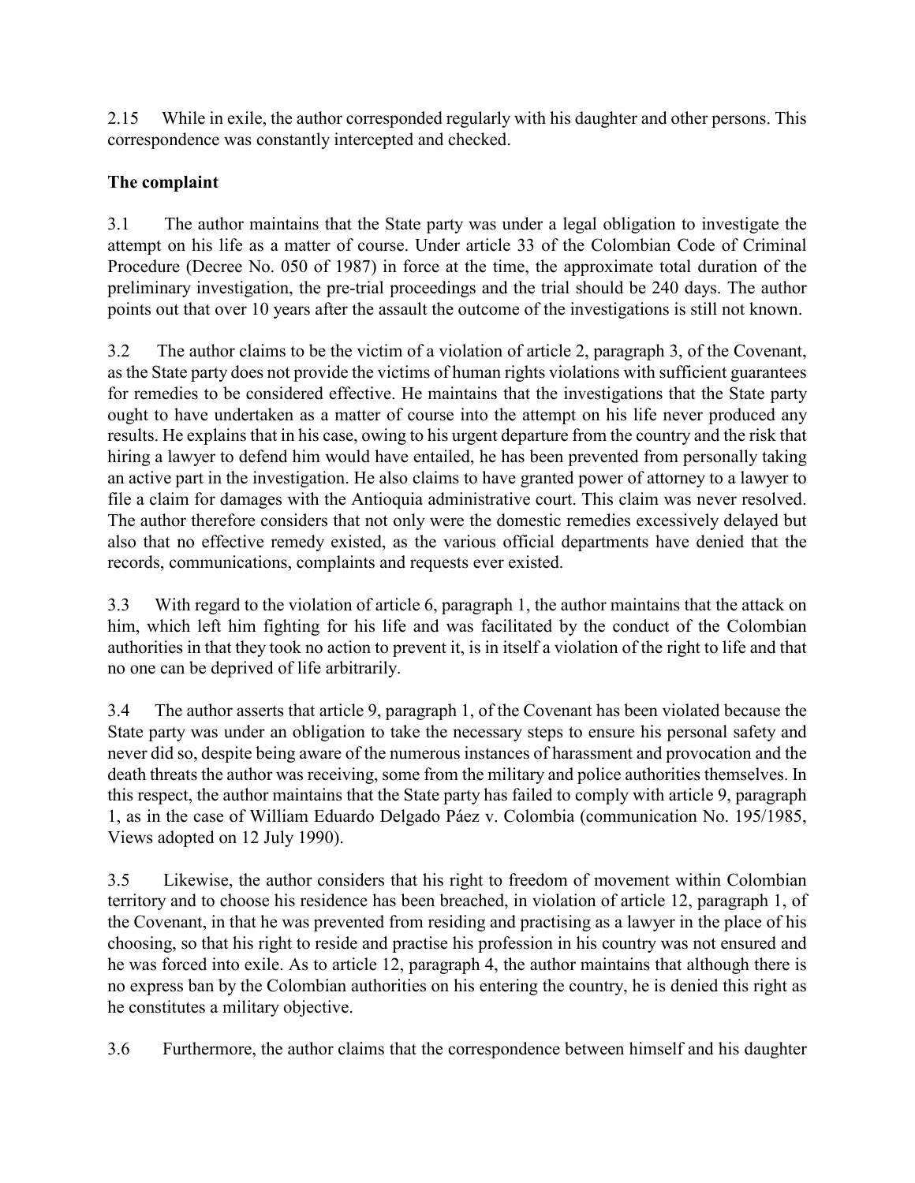2.15 While in exile, the author corresponded regularly with his daughter and other persons. This correspondence was constantly intercepted and checked.

**The complaint**

3.1 The author maintains that the State party was under a legal obligation to investigate the attempt on his life as a matter of course. Under article 33 of the Colombian Code of Criminal Procedure (Decree No. 050 of 1987) in force at the time, the approximate total duration of the preliminary investigation, the pre-trial proceedings and the trial should be 240 days. The author points out that over 10 years after the assault the outcome of the investigations is still not known.

3.2 The author claims to be the victim of a violation of article 2, paragraph 3, of the Covenant, as the State party does not provide the victims of human rights violations with sufficient guarantees for remedies to be considered effective. He maintains that the investigations that the State party ought to have undertaken as a matter of course into the attempt on his life never produced any results. He explains that in his case, owing to his urgent departure from the country and the risk that hiring a lawyer to defend him would have entailed, he has been prevented from personally taking an active part in the investigation. He also claims to have granted power of attorney to a lawyer to file a claim for damages with the Antioquia administrative court. This claim was never resolved. The author therefore considers that not only were the domestic remedies excessively delayed but also that no effective remedy existed, as the various official departments have denied that the records, communications, complaints and requests ever existed.

3.3 With regard to the violation of article 6, paragraph 1, the author maintains that the attack on him, which left him fighting for his life and was facilitated by the conduct of the Colombian authorities in that they took no action to prevent it, is in itself a violation of the right to life and that no one can be deprived of life arbitrarily.

3.4 The author asserts that article 9, paragraph 1, of the Covenant has been violated because the State party was under an obligation to take the necessary steps to ensure his personal safety and never did so, despite being aware of the numerous instances of harassment and provocation and the death threats the author was receiving, some from the military and police authorities themselves. In this respect, the author maintains that the State party has failed to comply with article 9, paragraph 1, as in the case of William Eduardo Delgado Páez v. Colombia (communication No. 195/1985, Views adopted on 12 July 1990).

3.5 Likewise, the author considers that his right to freedom of movement within Colombian territory and to choose his residence has been breached, in violation of article 12, paragraph 1, of the Covenant, in that he was prevented from residing and practising as a lawyer in the place of his choosing, so that his right to reside and practise his profession in his country was not ensured and he was forced into exile. As to article 12, paragraph 4, the author maintains that although there is no express ban by the Colombian authorities on his entering the country, he is denied this right as he constitutes a military objective.

3.6 Furthermore, the author claims that the correspondence between himself and his daughter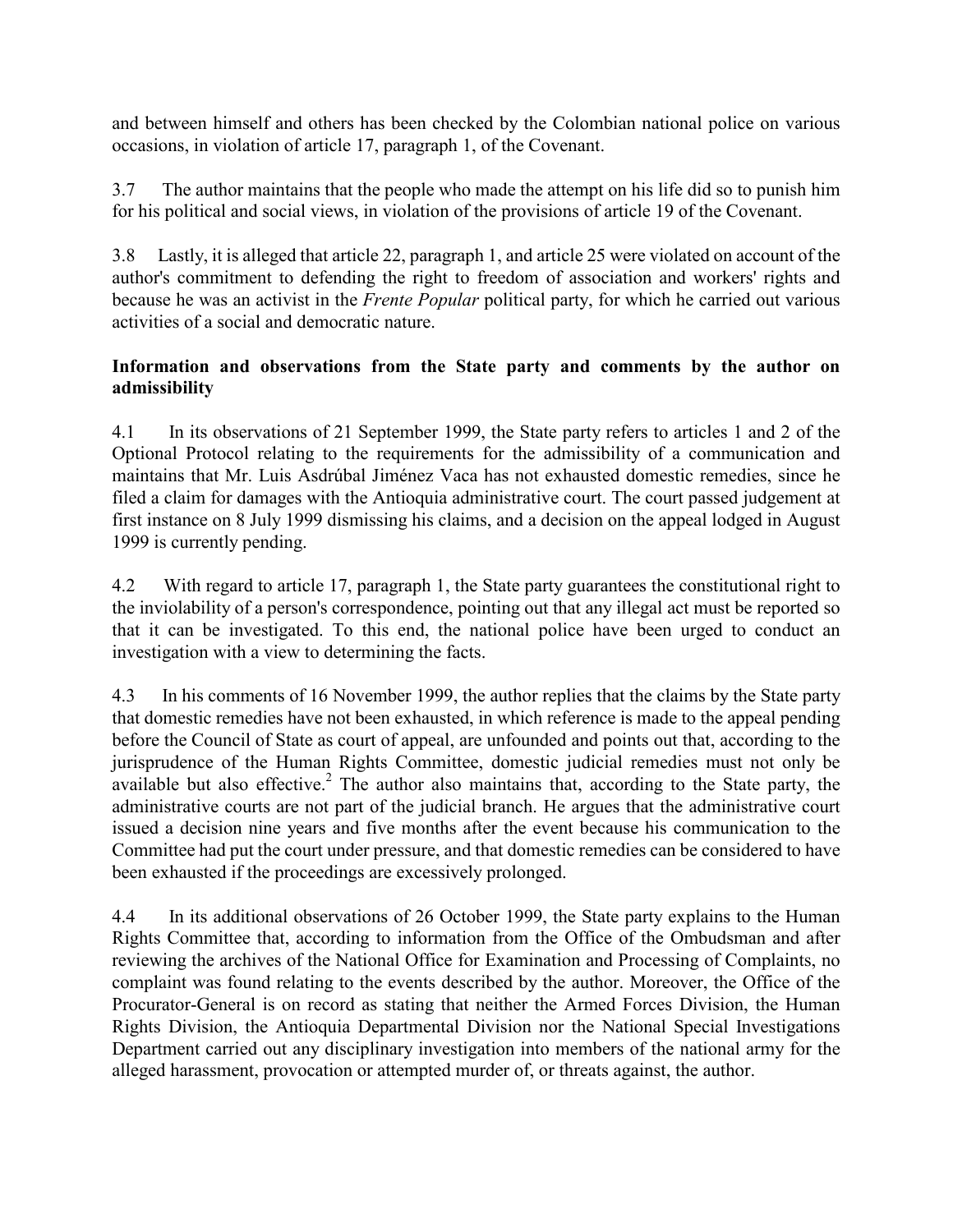and between himself and others has been checked by the Colombian national police on various occasions, in violation of article 17, paragraph 1, of the Covenant.

3.7 The author maintains that the people who made the attempt on his life did so to punish him for his political and social views, in violation of the provisions of article 19 of the Covenant.

3.8 Lastly, it is alleged that article 22, paragraph 1, and article 25 were violated on account of the author's commitment to defending the right to freedom of association and workers' rights and because he was an activist in the *Frente Popular* political party, for which he carried out various activities of a social and democratic nature.

**Information and observations from the State party and comments by the author on admissibility**

4.1 In its observations of 21 September 1999, the State party refers to articles 1 and 2 of the Optional Protocol relating to the requirements for the admissibility of a communication and maintains that Mr. Luis Asdrúbal Jiménez Vaca has not exhausted domestic remedies, since he filed a claim for damages with the Antioquia administrative court. The court passed judgement at first instance on 8 July 1999 dismissing his claims, and a decision on the appeal lodged in August 1999 is currently pending.

4.2 With regard to article 17, paragraph 1, the State party guarantees the constitutional right to the inviolability of a person's correspondence, pointing out that any illegal act must be reported so that it can be investigated. To this end, the national police have been urged to conduct an investigation with a view to determining the facts.

4.3 In his comments of 16 November 1999, the author replies that the claims by the State party that domestic remedies have not been exhausted, in which reference is made to the appeal pending before the Council of State as court of appeal, are unfounded and points out that, according to the jurisprudence of the Human Rights Committee, domestic judicial remedies must not only be available but also effective.[2] The author also maintains that, according to the State party, the administrative courts are not part of the judicial branch. He argues that the administrative court issued a decision nine years and five months after the event because his communication to the Committee had put the court under pressure, and that domestic remedies can be considered to have been exhausted if the proceedings are excessively prolonged.

4.4 In its additional observations of 26 October 1999, the State party explains to the Human Rights Committee that, according to information from the Office of the Ombudsman and after reviewing the archives of the National Office for Examination and Processing of Complaints, no complaint was found relating to the events described by the author. Moreover, the Office of the Procurator-General is on record as stating that neither the Armed Forces Division, the Human Rights Division, the Antioquia Departmental Division nor the National Special Investigations Department carried out any disciplinary investigation into members of the national army for the alleged harassment, provocation or attempted murder of, or threats against, the author.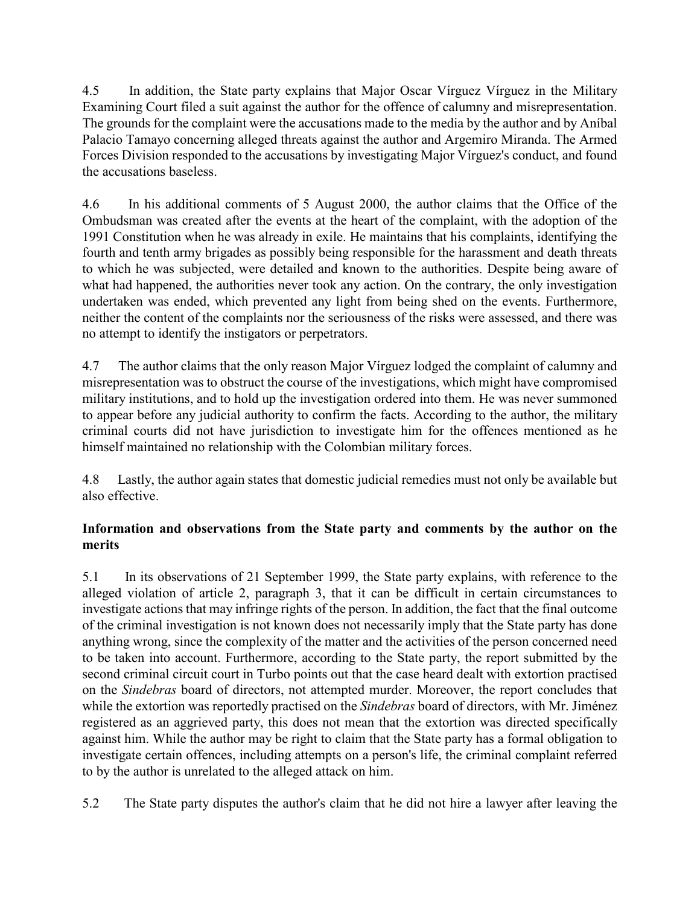4.5 In addition, the State party explains that Major Oscar Vírguez Vírguez in the Military Examining Court filed a suit against the author for the offence of calumny and misrepresentation. The grounds for the complaint were the accusations made to the media by the author and by Aníbal Palacio Tamayo concerning alleged threats against the author and Argemiro Miranda. The Armed Forces Division responded to the accusations by investigating Major Vírguez's conduct, and found the accusations baseless.

4.6 In his additional comments of 5 August 2000, the author claims that the Office of the Ombudsman was created after the events at the heart of the complaint, with the adoption of the 1991 Constitution when he was already in exile. He maintains that his complaints, identifying the fourth and tenth army brigades as possibly being responsible for the harassment and death threats to which he was subjected, were detailed and known to the authorities. Despite being aware of what had happened, the authorities never took any action. On the contrary, the only investigation undertaken was ended, which prevented any light from being shed on the events. Furthermore, neither the content of the complaints nor the seriousness of the risks were assessed, and there was no attempt to identify the instigators or perpetrators.

4.7 The author claims that the only reason Major Vírguez lodged the complaint of calumny and misrepresentation was to obstruct the course of the investigations, which might have compromised military institutions, and to hold up the investigation ordered into them. He was never summoned to appear before any judicial authority to confirm the facts. According to the author, the military criminal courts did not have jurisdiction to investigate him for the offences mentioned as he himself maintained no relationship with the Colombian military forces.

4.8 Lastly, the author again states that domestic judicial remedies must not only be available but also effective.

**Information and observations from the State party and comments by the author on the merits**

5.1 In its observations of 21 September 1999, the State party explains, with reference to the alleged violation of article 2, paragraph 3, that it can be difficult in certain circumstances to investigate actions that may infringe rights of the person. In addition, the fact that the final outcome of the criminal investigation is not known does not necessarily imply that the State party has done anything wrong, since the complexity of the matter and the activities of the person concerned need to be taken into account. Furthermore, according to the State party, the report submitted by the second criminal circuit court in Turbo points out that the case heard dealt with extortion practised on the *Sindebras* board of directors, not attempted murder. Moreover, the report concludes that while the extortion was reportedly practised on the *Sindebras* board of directors, with Mr. Jiménez registered as an aggrieved party, this does not mean that the extortion was directed specifically against him. While the author may be right to claim that the State party has a formal obligation to investigate certain offences, including attempts on a person's life, the criminal complaint referred to by the author is unrelated to the alleged attack on him.

5.2 The State party disputes the author's claim that he did not hire a lawyer after leaving the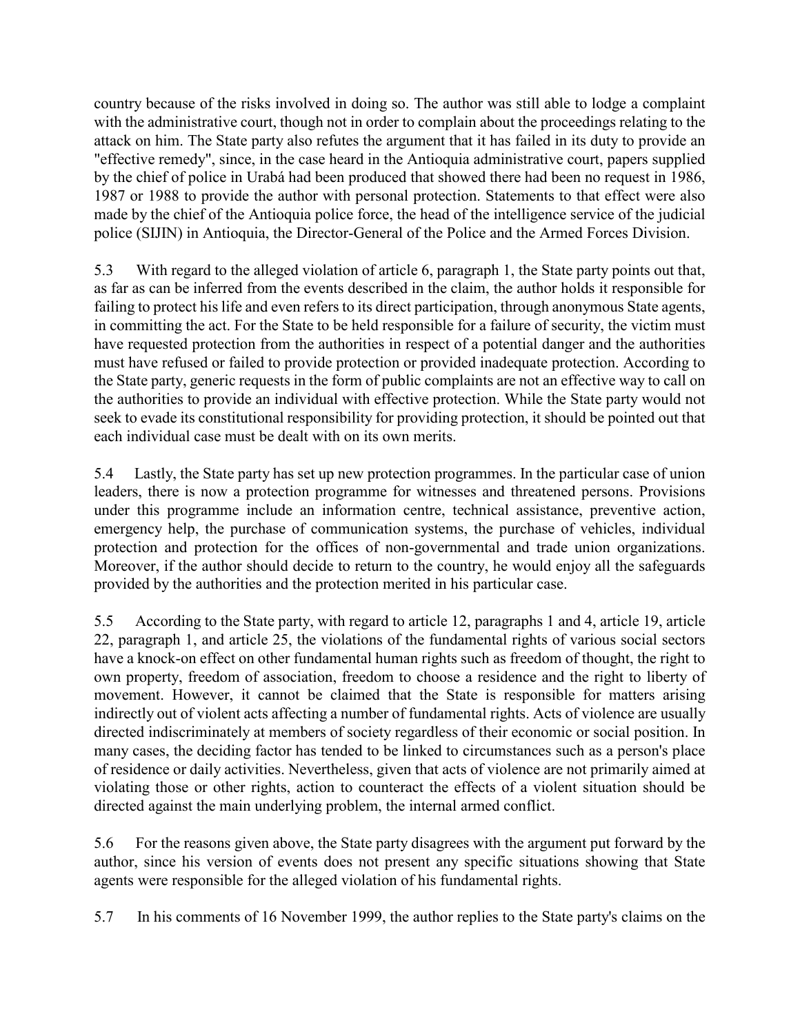country because of the risks involved in doing so. The author was still able to lodge a complaint with the administrative court, though not in order to complain about the proceedings relating to the attack on him. The State party also refutes the argument that it has failed in its duty to provide an "effective remedy", since, in the case heard in the Antioquia administrative court, papers supplied by the chief of police in Urabá had been produced that showed there had been no request in 1986, 1987 or 1988 to provide the author with personal protection. Statements to that effect were also made by the chief of the Antioquia police force, the head of the intelligence service of the judicial police (SIJIN) in Antioquia, the Director-General of the Police and the Armed Forces Division.

5.3 With regard to the alleged violation of article 6, paragraph 1, the State party points out that, as far as can be inferred from the events described in the claim, the author holds it responsible for failing to protect his life and even refers to its direct participation, through anonymous State agents, in committing the act. For the State to be held responsible for a failure of security, the victim must have requested protection from the authorities in respect of a potential danger and the authorities must have refused or failed to provide protection or provided inadequate protection. According to the State party, generic requests in the form of public complaints are not an effective way to call on the authorities to provide an individual with effective protection. While the State party would not seek to evade its constitutional responsibility for providing protection, it should be pointed out that each individual case must be dealt with on its own merits.

5.4 Lastly, the State party has set up new protection programmes. In the particular case of union leaders, there is now a protection programme for witnesses and threatened persons. Provisions under this programme include an information centre, technical assistance, preventive action, emergency help, the purchase of communication systems, the purchase of vehicles, individual protection and protection for the offices of non-governmental and trade union organizations. Moreover, if the author should decide to return to the country, he would enjoy all the safeguards provided by the authorities and the protection merited in his particular case.

5.5 According to the State party, with regard to article 12, paragraphs 1 and 4, article 19, article 22, paragraph 1, and article 25, the violations of the fundamental rights of various social sectors have a knock-on effect on other fundamental human rights such as freedom of thought, the right to own property, freedom of association, freedom to choose a residence and the right to liberty of movement. However, it cannot be claimed that the State is responsible for matters arising indirectly out of violent acts affecting a number of fundamental rights. Acts of violence are usually directed indiscriminately at members of society regardless of their economic or social position. In many cases, the deciding factor has tended to be linked to circumstances such as a person's place of residence or daily activities. Nevertheless, given that acts of violence are not primarily aimed at violating those or other rights, action to counteract the effects of a violent situation should be directed against the main underlying problem, the internal armed conflict.

5.6 For the reasons given above, the State party disagrees with the argument put forward by the author, since his version of events does not present any specific situations showing that State agents were responsible for the alleged violation of his fundamental rights.

5.7 In his comments of 16 November 1999, the author replies to the State party's claims on the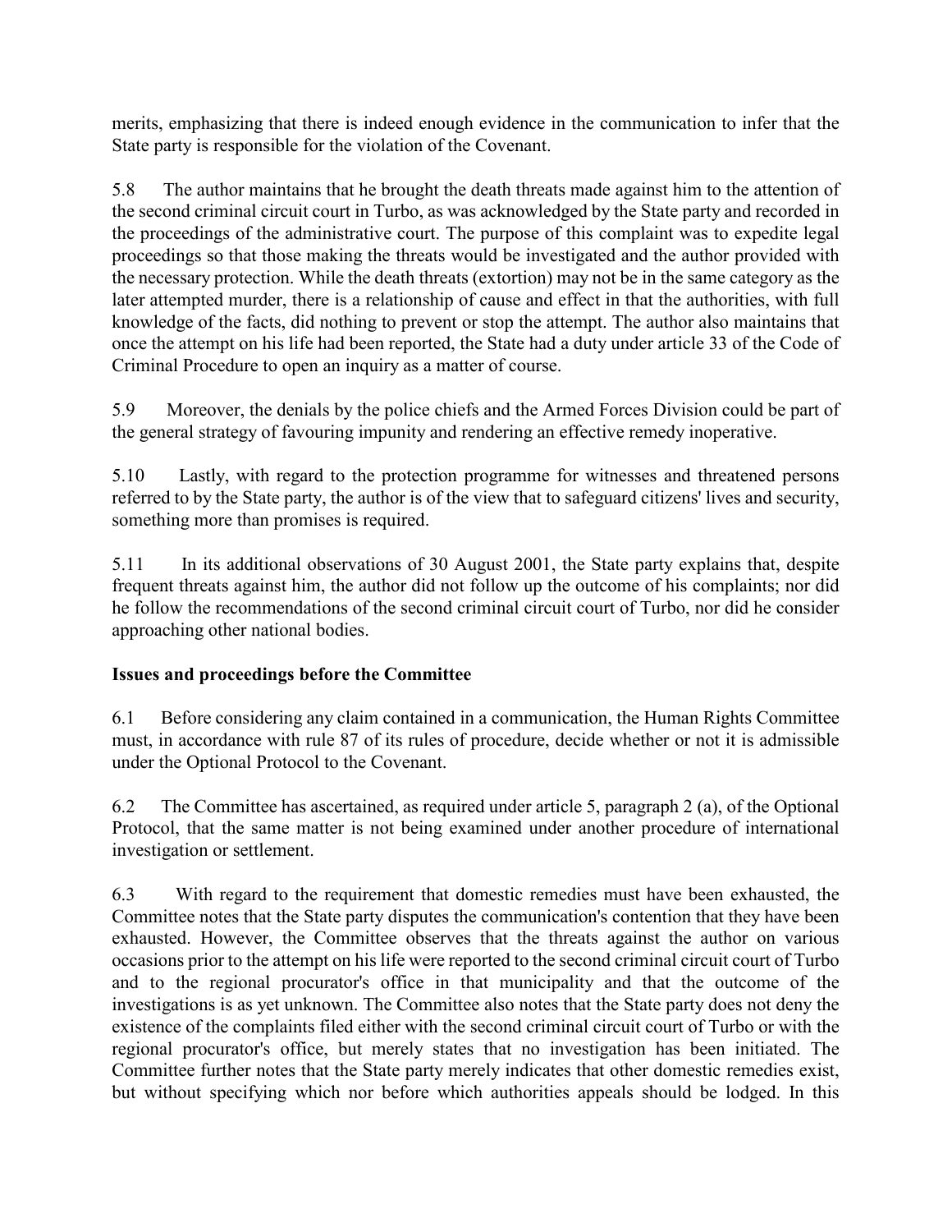merits, emphasizing that there is indeed enough evidence in the communication to infer that the State party is responsible for the violation of the Covenant.

5.8 The author maintains that he brought the death threats made against him to the attention of the second criminal circuit court in Turbo, as was acknowledged by the State party and recorded in the proceedings of the administrative court. The purpose of this complaint was to expedite legal proceedings so that those making the threats would be investigated and the author provided with the necessary protection. While the death threats (extortion) may not be in the same category as the later attempted murder, there is a relationship of cause and effect in that the authorities, with full knowledge of the facts, did nothing to prevent or stop the attempt. The author also maintains that once the attempt on his life had been reported, the State had a duty under article 33 of the Code of Criminal Procedure to open an inquiry as a matter of course.

5.9 Moreover, the denials by the police chiefs and the Armed Forces Division could be part of the general strategy of favouring impunity and rendering an effective remedy inoperative.

5.10 Lastly, with regard to the protection programme for witnesses and threatened persons referred to by the State party, the author is of the view that to safeguard citizens' lives and security, something more than promises is required.

5.11 In its additional observations of 30 August 2001, the State party explains that, despite frequent threats against him, the author did not follow up the outcome of his complaints; nor did he follow the recommendations of the second criminal circuit court of Turbo, nor did he consider approaching other national bodies.

**Issues and proceedings before the Committee**

6.1 Before considering any claim contained in a communication, the Human Rights Committee must, in accordance with rule 87 of its rules of procedure, decide whether or not it is admissible under the Optional Protocol to the Covenant.

6.2 The Committee has ascertained, as required under article 5, paragraph 2 (a), of the Optional Protocol, that the same matter is not being examined under another procedure of international investigation or settlement.

6.3 With regard to the requirement that domestic remedies must have been exhausted, the Committee notes that the State party disputes the communication's contention that they have been exhausted. However, the Committee observes that the threats against the author on various occasions prior to the attempt on his life were reported to the second criminal circuit court of Turbo and to the regional procurator's office in that municipality and that the outcome of the investigations is as yet unknown. The Committee also notes that the State party does not deny the existence of the complaints filed either with the second criminal circuit court of Turbo or with the regional procurator's office, but merely states that no investigation has been initiated. The Committee further notes that the State party merely indicates that other domestic remedies exist, but without specifying which nor before which authorities appeals should be lodged. In this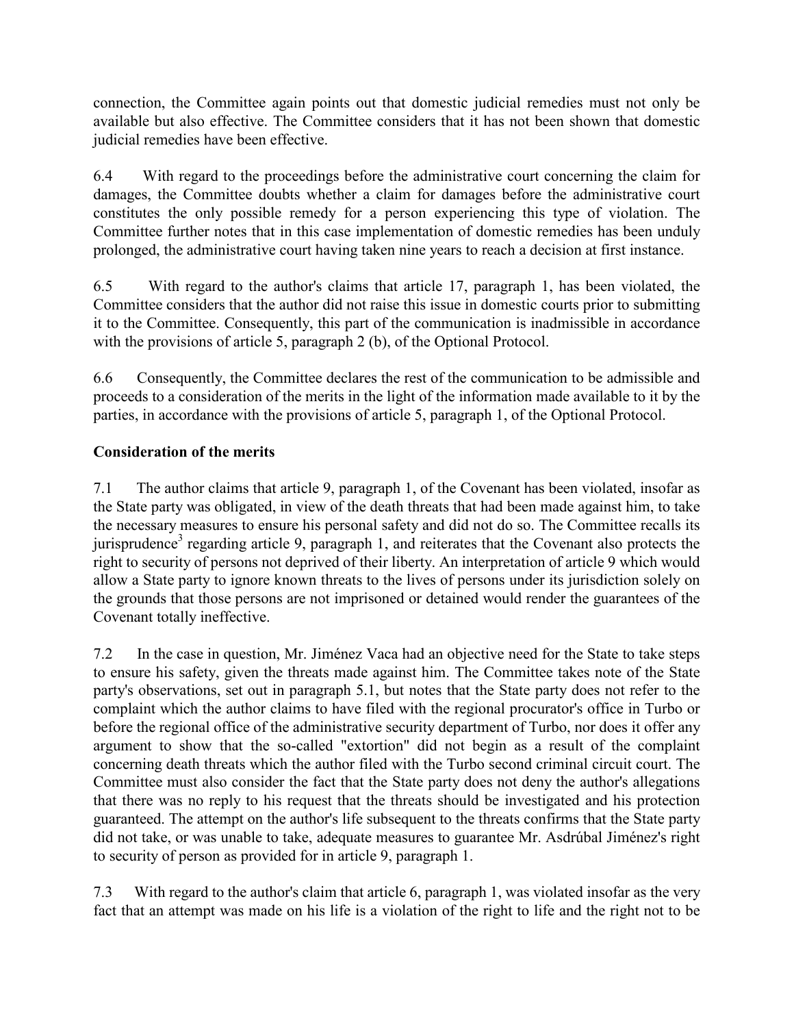connection, the Committee again points out that domestic judicial remedies must not only be available but also effective. The Committee considers that it has not been shown that domestic judicial remedies have been effective.

6.4 With regard to the proceedings before the administrative court concerning the claim for damages, the Committee doubts whether a claim for damages before the administrative court constitutes the only possible remedy for a person experiencing this type of violation. The Committee further notes that in this case implementation of domestic remedies has been unduly prolonged, the administrative court having taken nine years to reach a decision at first instance.

6.5 With regard to the author's claims that article 17, paragraph 1, has been violated, the Committee considers that the author did not raise this issue in domestic courts prior to submitting it to the Committee. Consequently, this part of the communication is inadmissible in accordance with the provisions of article 5, paragraph 2 (b), of the Optional Protocol.

6.6 Consequently, the Committee declares the rest of the communication to be admissible and proceeds to a consideration of the merits in the light of the information made available to it by the parties, in accordance with the provisions of article 5, paragraph 1, of the Optional Protocol.

**Consideration of the merits**

7.1 The author claims that article 9, paragraph 1, of the Covenant has been violated, insofar as the State party was obligated, in view of the death threats that had been made against him, to take the necessary measures to ensure his personal safety and did not do so. The Committee recalls its jurisprudence[3] regarding article 9, paragraph 1, and reiterates that the Covenant also protects the right to security of persons not deprived of their liberty. An interpretation of article 9 which would allow a State party to ignore known threats to the lives of persons under its jurisdiction solely on the grounds that those persons are not imprisoned or detained would render the guarantees of the Covenant totally ineffective.

7.2 In the case in question, Mr. Jiménez Vaca had an objective need for the State to take steps to ensure his safety, given the threats made against him. The Committee takes note of the State party's observations, set out in paragraph 5.1, but notes that the State party does not refer to the complaint which the author claims to have filed with the regional procurator's office in Turbo or before the regional office of the administrative security department of Turbo, nor does it offer any argument to show that the so-called "extortion" did not begin as a result of the complaint concerning death threats which the author filed with the Turbo second criminal circuit court. The Committee must also consider the fact that the State party does not deny the author's allegations that there was no reply to his request that the threats should be investigated and his protection guaranteed. The attempt on the author's life subsequent to the threats confirms that the State party did not take, or was unable to take, adequate measures to guarantee Mr. Asdrúbal Jiménez's right to security of person as provided for in article 9, paragraph 1.

7.3 With regard to the author's claim that article 6, paragraph 1, was violated insofar as the very fact that an attempt was made on his life is a violation of the right to life and the right not to be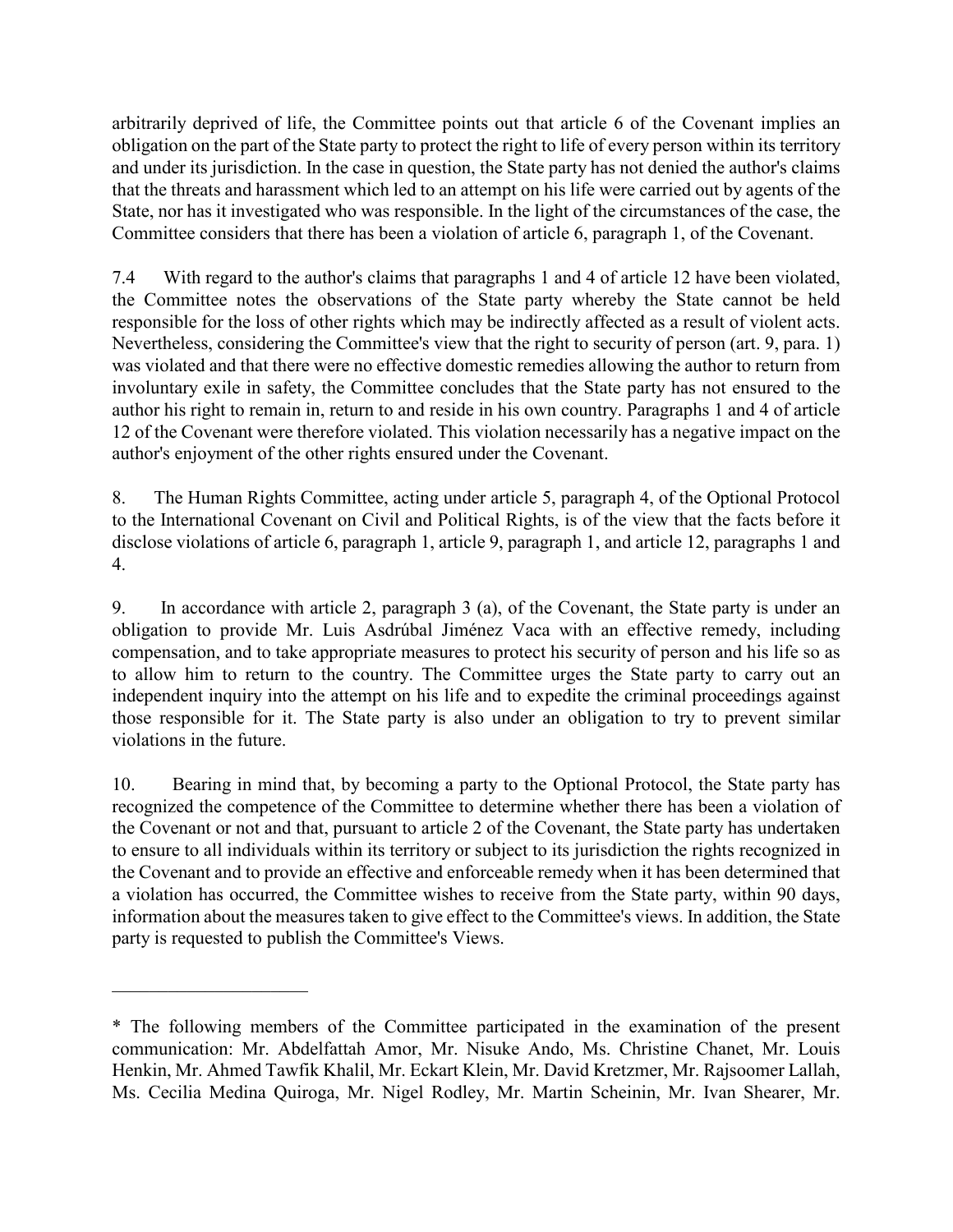arbitrarily deprived of life, the Committee points out that article 6 of the Covenant implies an obligation on the part of the State party to protect the right to life of every person within its territory and under its jurisdiction. In the case in question, the State party has not denied the author's claims that the threats and harassment which led to an attempt on his life were carried out by agents of the State, nor has it investigated who was responsible. In the light of the circumstances of the case, the Committee considers that there has been a violation of article 6, paragraph 1, of the Covenant.

7.4 With regard to the author's claims that paragraphs 1 and 4 of article 12 have been violated, the Committee notes the observations of the State party whereby the State cannot be held responsible for the loss of other rights which may be indirectly affected as a result of violent acts. Nevertheless, considering the Committee's view that the right to security of person (art. 9, para. 1) was violated and that there were no effective domestic remedies allowing the author to return from involuntary exile in safety, the Committee concludes that the State party has not ensured to the author his right to remain in, return to and reside in his own country. Paragraphs 1 and 4 of article 12 of the Covenant were therefore violated. This violation necessarily has a negative impact on the author's enjoyment of the other rights ensured under the Covenant.

8. The Human Rights Committee, acting under article 5, paragraph 4, of the Optional Protocol to the International Covenant on Civil and Political Rights, is of the view that the facts before it disclose violations of article 6, paragraph 1, article 9, paragraph 1, and article 12, paragraphs 1 and 4.

9. In accordance with article 2, paragraph 3 (a), of the Covenant, the State party is under an obligation to provide Mr. Luis Asdrúbal Jiménez Vaca with an effective remedy, including compensation, and to take appropriate measures to protect his security of person and his life so as to allow him to return to the country. The Committee urges the State party to carry out an independent inquiry into the attempt on his life and to expedite the criminal proceedings against those responsible for it. The State party is also under an obligation to try to prevent similar violations in the future.

10. Bearing in mind that, by becoming a party to the Optional Protocol, the State party has recognized the competence of the Committee to determine whether there has been a violation of the Covenant or not and that, pursuant to article 2 of the Covenant, the State party has undertaken to ensure to all individuals within its territory or subject to its jurisdiction the rights recognized in the Covenant and to provide an effective and enforceable remedy when it has been determined that a violation has occurred, the Committee wishes to receive from the State party, within 90 days, information about the measures taken to give effect to the Committee's views. In addition, the State party is requested to publish the Committee's Views.

---

* The following members of the Committee participated in the examination of the present communication: Mr. Abdelfattah Amor, Mr. Nisuke Ando, Ms. Christine Chanet, Mr. Louis Henkin, Mr. Ahmed Tawfik Khalil, Mr. Eckart Klein, Mr. David Kretzmer, Mr. Rajsoomer Lallah, Ms. Cecilia Medina Quiroga, Mr. Nigel Rodley, Mr. Martin Scheinin, Mr. Ivan Shearer, Mr.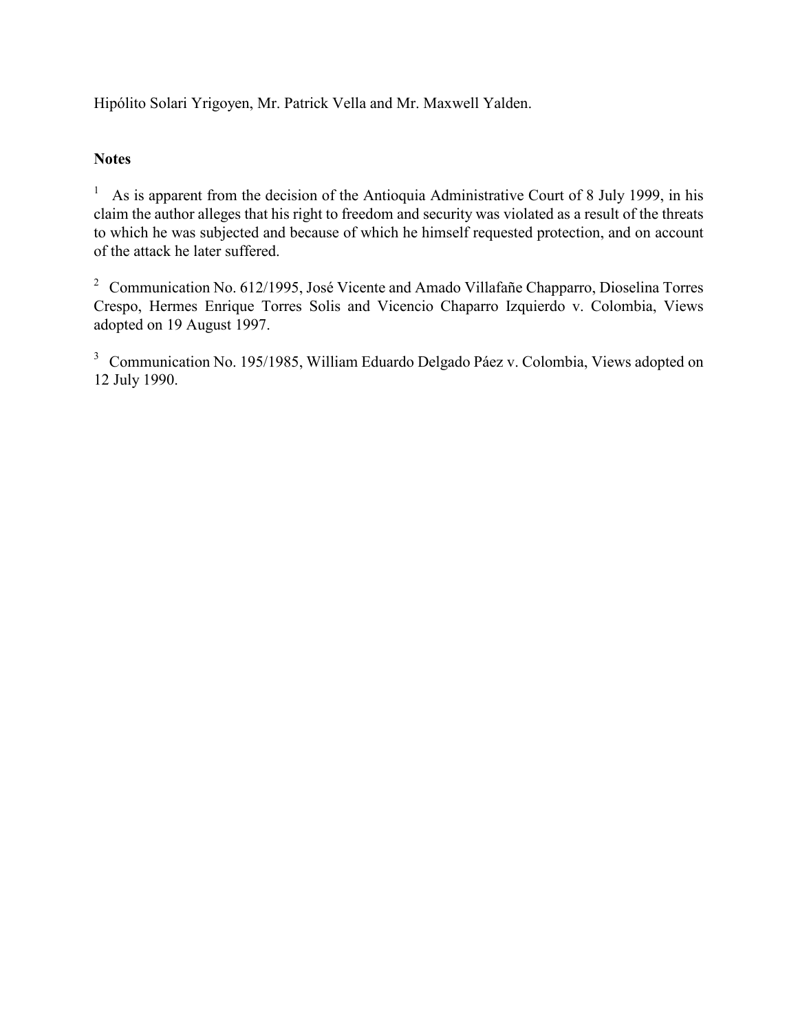Hipólito Solari Yrigoyen, Mr. Patrick Vella and Mr. Maxwell Yalden.

**Notes**

[1] As is apparent from the decision of the Antioquia Administrative Court of 8 July 1999, in his claim the author alleges that his right to freedom and security was violated as a result of the threats to which he was subjected and because of which he himself requested protection, and on account of the attack he later suffered.

[2] Communication No. 612/1995, José Vicente and Amado Villafañe Chapparro, Dioselina Torres Crespo, Hermes Enrique Torres Solis and Vicencio Chaparro Izquierdo v. Colombia, Views adopted on 19 August 1997.

[3] Communication No. 195/1985, William Eduardo Delgado Páez v. Colombia, Views adopted on 12 July 1990.